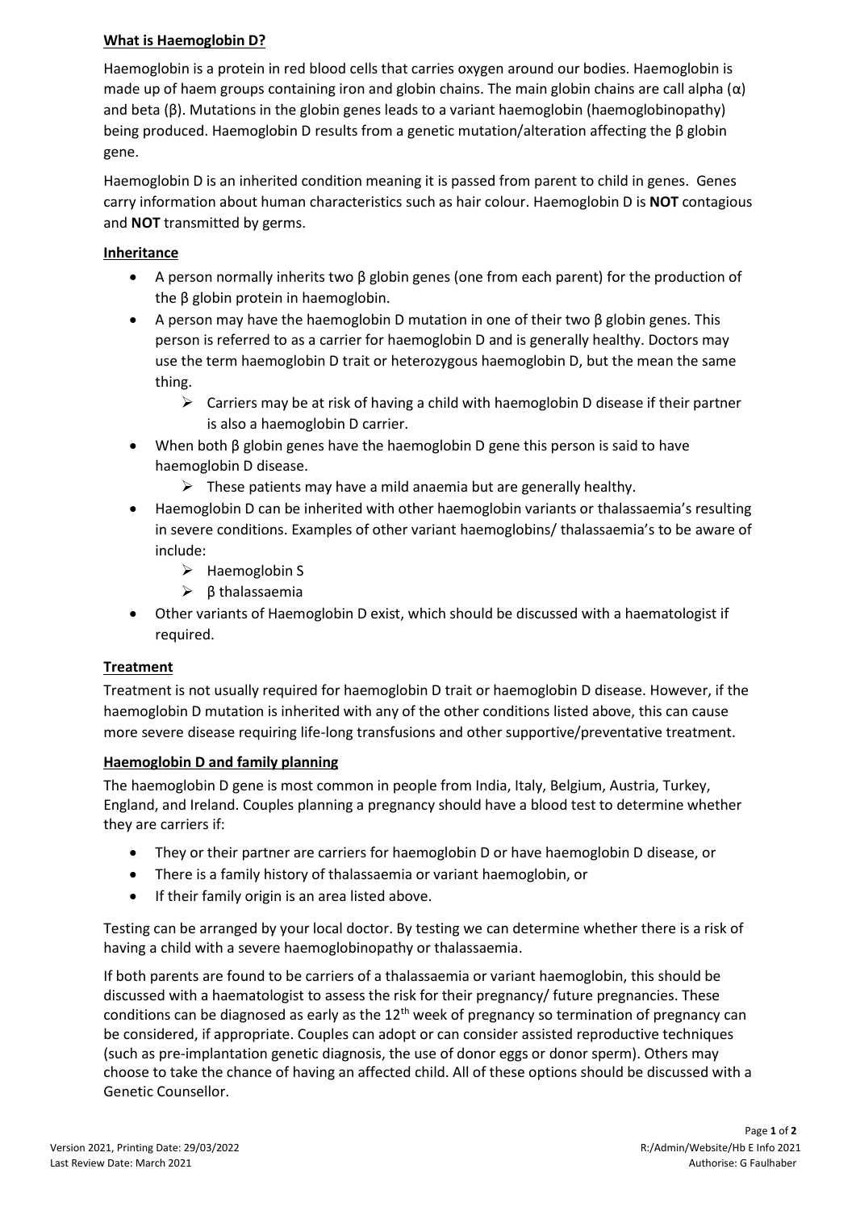## What is Haemoglobin D?

Haemoglobin is a protein in red blood cells that carries oxygen around our bodies. Haemoglobin is made up of haem groups containing iron and globin chains. The main globin chains are call alpha (α) and beta (β). Mutations in the globin genes leads to a variant haemoglobin (haemoglobinopathy) being produced. Haemoglobin D results from a genetic mutation/alteration affecting the β globin gene.

Haemoglobin D is an inherited condition meaning it is passed from parent to child in genes. Genes carry information about human characteristics such as hair colour. Haemoglobin D is **NOT** contagious and **NOT** transmitted by germs.

## Inheritance

- A person normally inherits two β globin genes (one from each parent) for the production of the β globin protein in haemoglobin.
- A person may have the haemoglobin D mutation in one of their two β globin genes. This person is referred to as a carrier for haemoglobin D and is generally healthy. Doctors may use the term haemoglobin D trait or heterozygous haemoglobin D, but the mean the same thing.
  - Carriers may be at risk of having a child with haemoglobin D disease if their partner is also a haemoglobin D carrier.
- When both β globin genes have the haemoglobin D gene this person is said to have haemoglobin D disease.
  - These patients may have a mild anaemia but are generally healthy.
- Haemoglobin D can be inherited with other haemoglobin variants or thalassaemia's resulting in severe conditions. Examples of other variant haemoglobins/ thalassaemia's to be aware of include:
  - Haemoglobin S
  - β thalassaemia
- Other variants of Haemoglobin D exist, which should be discussed with a haematologist if required.

## Treatment

Treatment is not usually required for haemoglobin D trait or haemoglobin D disease. However, if the haemoglobin D mutation is inherited with any of the other conditions listed above, this can cause more severe disease requiring life-long transfusions and other supportive/preventative treatment.

## Haemoglobin D and family planning

The haemoglobin D gene is most common in people from India, Italy, Belgium, Austria, Turkey, England, and Ireland. Couples planning a pregnancy should have a blood test to determine whether they are carriers if:

- They or their partner are carriers for haemoglobin D or have haemoglobin D disease, or
- There is a family history of thalassaemia or variant haemoglobin, or
- If their family origin is an area listed above.

Testing can be arranged by your local doctor. By testing we can determine whether there is a risk of having a child with a severe haemoglobinopathy or thalassaemia.

If both parents are found to be carriers of a thalassaemia or variant haemoglobin, this should be discussed with a haematologist to assess the risk for their pregnancy/ future pregnancies. These conditions can be diagnosed as early as the 12th week of pregnancy so termination of pregnancy can be considered, if appropriate. Couples can adopt or can consider assisted reproductive techniques (such as pre-implantation genetic diagnosis, the use of donor eggs or donor sperm). Others may choose to take the chance of having an affected child. All of these options should be discussed with a Genetic Counsellor.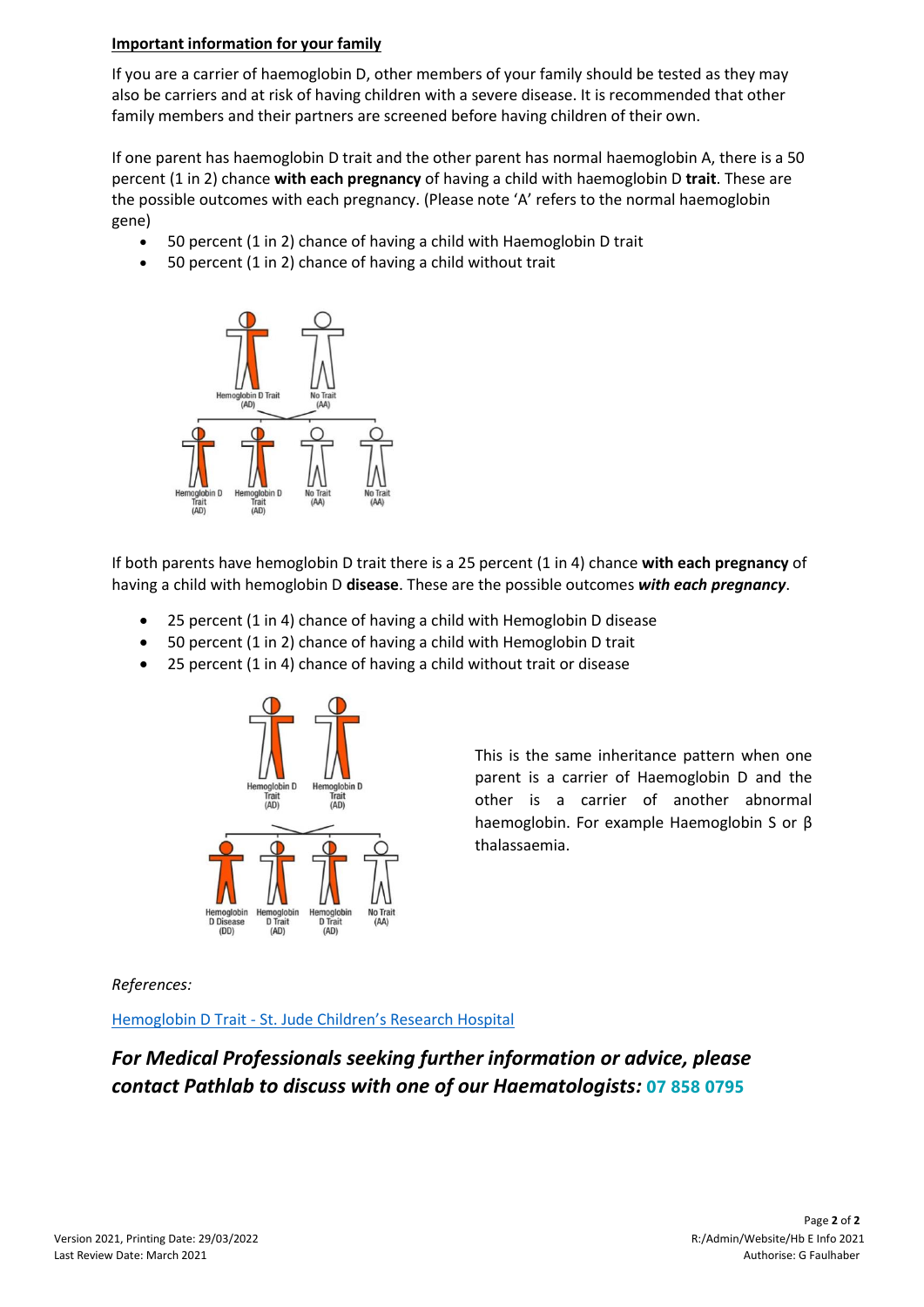**Important information for your family**

If you are a carrier of haemoglobin D, other members of your family should be tested as they may also be carriers and at risk of having children with a severe disease. It is recommended that other family members and their partners are screened before having children of their own.

If one parent has haemoglobin D trait and the other parent has normal haemoglobin A, there is a 50 percent (1 in 2) chance **with each pregnancy** of having a child with haemoglobin D **trait**. These are the possible outcomes with each pregnancy. (Please note 'A' refers to the normal haemoglobin gene)

- 50 percent (1 in 2) chance of having a child with Haemoglobin D trait
- 50 percent (1 in 2) chance of having a child without trait

Hemoglobin D Trait (AD)
No Trait (AA)
Hemoglobin D Trait (AD)
Hemoglobin D Trait (AD)
No Trait (AA)
No Trait (AA)

If both parents have hemoglobin D trait there is a 25 percent (1 in 4) chance **with each pregnancy** of having a child with hemoglobin D **disease**. These are the possible outcomes ***with each pregnancy***.

- 25 percent (1 in 4) chance of having a child with Hemoglobin D disease
- 50 percent (1 in 2) chance of having a child with Hemoglobin D trait
- 25 percent (1 in 4) chance of having a child without trait or disease

Hemoglobin D Trait (AD)
Hemoglobin D Trait (AD)
Hemoglobin D Disease (DD)
Hemoglobin D Trait (AD)
Hemoglobin D Trait (AD)
No Trait (AA)

This is the same inheritance pattern when one parent is a carrier of Haemoglobin D and the other is a carrier of another abnormal haemoglobin. For example Haemoglobin S or β thalassaemia.

*References:*

Hemoglobin D Trait - St. Jude Children's Research Hospital

***For Medical Professionals seeking further information or advice, please contact Pathlab to discuss with one of our Haematologists:*** **07 858 0795**

Version 2021, Printing Date: 29/03/2022
Last Review Date: March 2021

R:/Admin/Website/Hb E Info 2021
Authorise: G Faulhaber